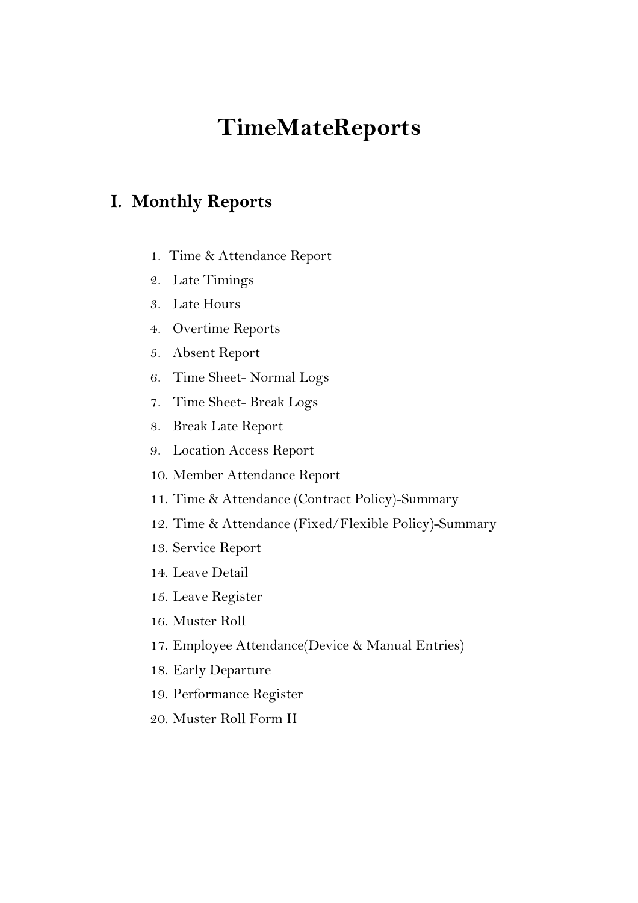# TimeMateReports

## I. Monthly Reports

1. Time & Attendance Report
2. Late Timings
3. Late Hours
4. Overtime Reports
5. Absent Report
6. Time Sheet- Normal Logs
7. Time Sheet- Break Logs
8. Break Late Report
9. Location Access Report
10. Member Attendance Report
11. Time & Attendance (Contract Policy)-Summary
12. Time & Attendance (Fixed/Flexible Policy)-Summary
13. Service Report
14. Leave Detail
15. Leave Register
16. Muster Roll
17. Employee Attendance(Device & Manual Entries)
18. Early Departure
19. Performance Register
20. Muster Roll Form II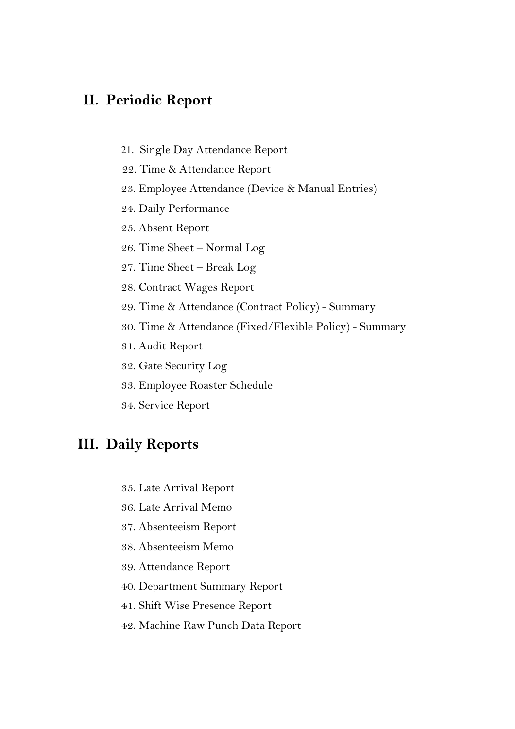## II. Periodic Report

21. Single Day Attendance Report
22. Time & Attendance Report
23. Employee Attendance (Device & Manual Entries)
24. Daily Performance
25. Absent Report
26. Time Sheet – Normal Log
27. Time Sheet – Break Log
28. Contract Wages Report
29. Time & Attendance (Contract Policy) - Summary
30. Time & Attendance (Fixed/Flexible Policy) - Summary
31. Audit Report
32. Gate Security Log
33. Employee Roaster Schedule
34. Service Report

## III. Daily Reports

35. Late Arrival Report
36. Late Arrival Memo
37. Absenteeism Report
38. Absenteeism Memo
39. Attendance Report
40. Department Summary Report
41. Shift Wise Presence Report
42. Machine Raw Punch Data Report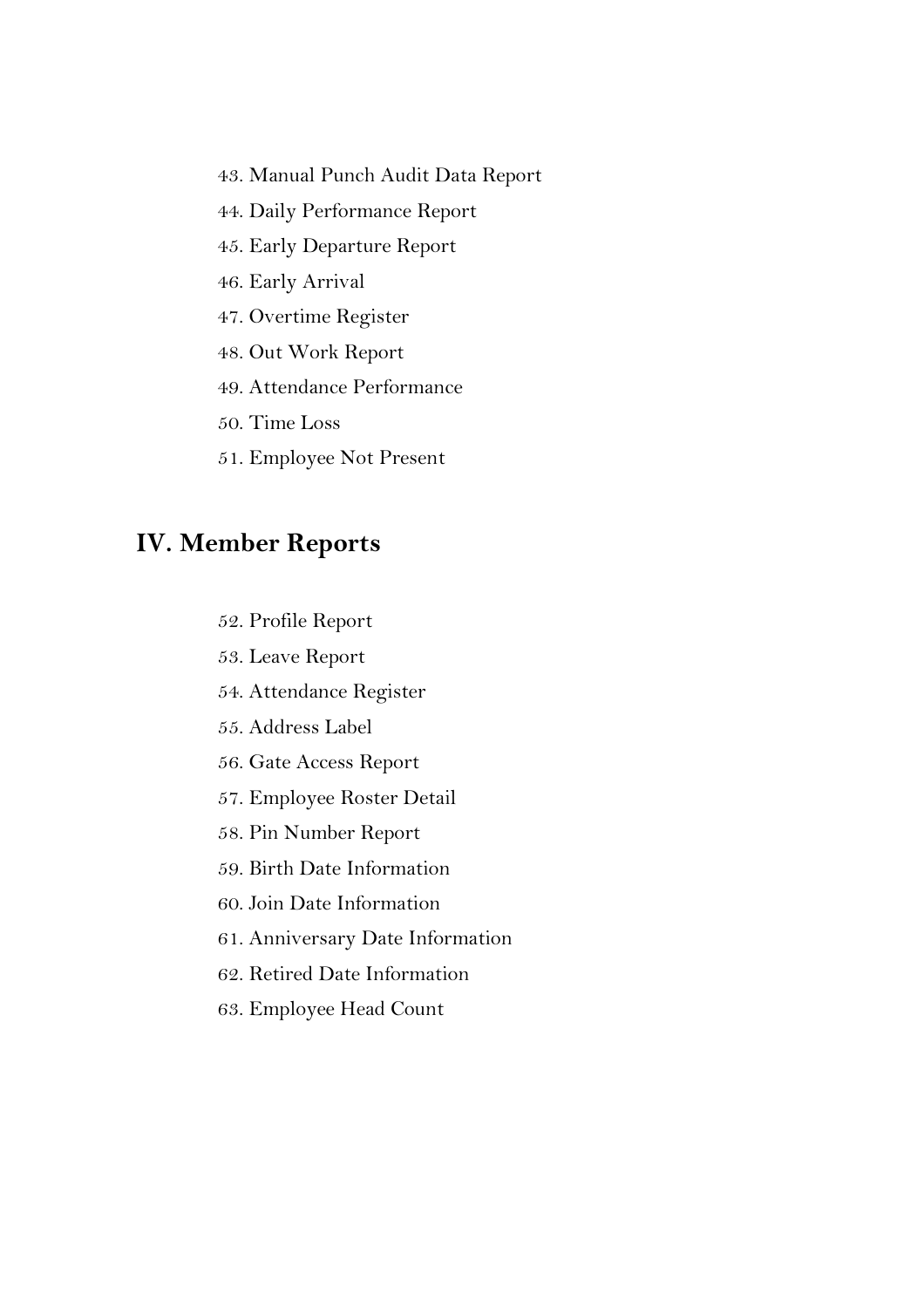43. Manual Punch Audit Data Report
44. Daily Performance Report
45. Early Departure Report
46. Early Arrival
47. Overtime Register
48. Out Work Report
49. Attendance Performance
50. Time Loss
51. Employee Not Present

## IV. Member Reports

52. Profile Report
53. Leave Report
54. Attendance Register
55. Address Label
56. Gate Access Report
57. Employee Roster Detail
58. Pin Number Report
59. Birth Date Information
60. Join Date Information
61. Anniversary Date Information
62. Retired Date Information
63. Employee Head Count